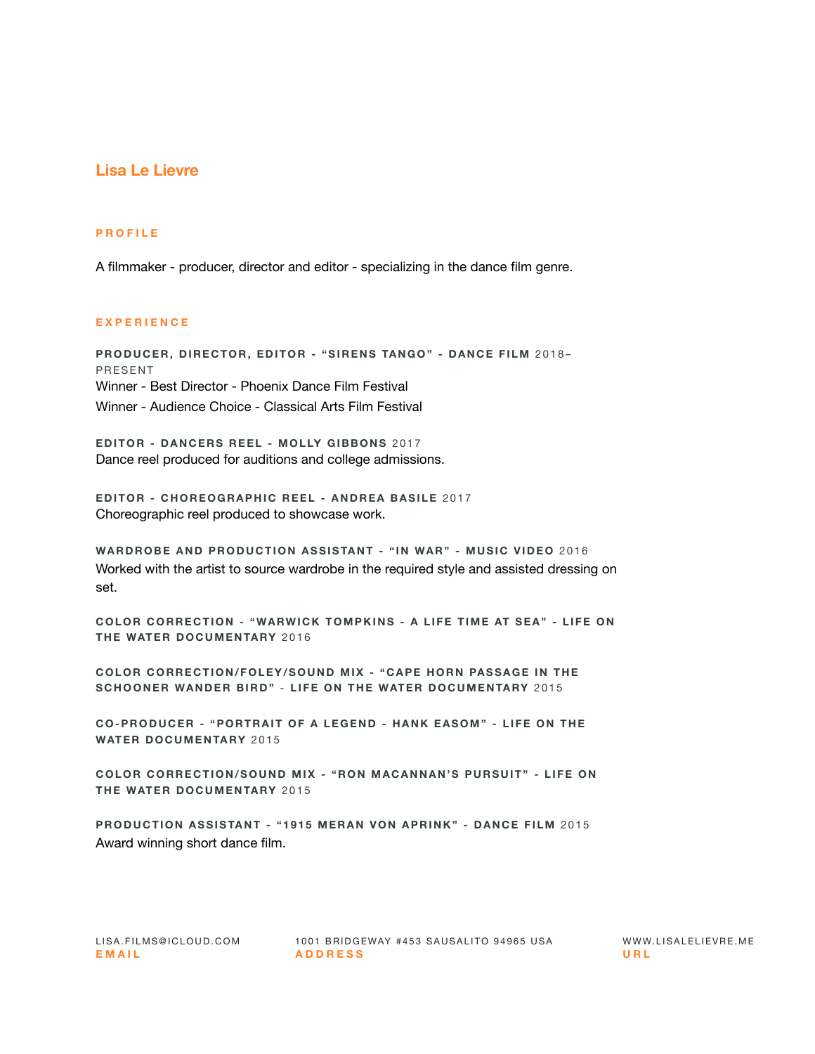# Lisa Le Lievre

## PROFILE

A filmmaker - producer, director and editor - specializing in the dance film genre.

## EXPERIENCE

**PRODUCER, DIRECTOR, EDITOR - "SIRENS TANGO" - DANCE FILM** 2018–PRESENT

Winner - Best Director - Phoenix Dance Film Festival

Winner - Audience Choice - Classical Arts Film Festival

**EDITOR - DANCERS REEL - MOLLY GIBBONS** 2017

Dance reel produced for auditions and college admissions.

**EDITOR - CHOREOGRAPHIC REEL - ANDREA BASILE** 2017

Choreographic reel produced to showcase work.

**WARDROBE AND PRODUCTION ASSISTANT - "IN WAR" - MUSIC VIDEO** 2016

Worked with the artist to source wardrobe in the required style and assisted dressing on set.

**COLOR CORRECTION - "WARWICK TOMPKINS - A LIFE TIME AT SEA" - LIFE ON THE WATER DOCUMENTARY** 2016

**COLOR CORRECTION/FOLEY/SOUND MIX - "CAPE HORN PASSAGE IN THE SCHOONER WANDER BIRD" - LIFE ON THE WATER DOCUMENTARY** 2015

**CO-PRODUCER - "PORTRAIT OF A LEGEND - HANK EASOM" - LIFE ON THE WATER DOCUMENTARY** 2015

**COLOR CORRECTION/SOUND MIX - "RON MACANNAN'S PURSUIT" - LIFE ON THE WATER DOCUMENTARY** 2015

**PRODUCTION ASSISTANT - "1915 MERAN VON APRINK" - DANCE FILM** 2015

Award winning short dance film.

LISA.FILMS@ICLOUD.COM
**EMAIL**

1001 BRIDGEWAY #453 SAUSALITO 94965 USA
**ADDRESS**

WWW.LISALELIEVRE.ME
**URL**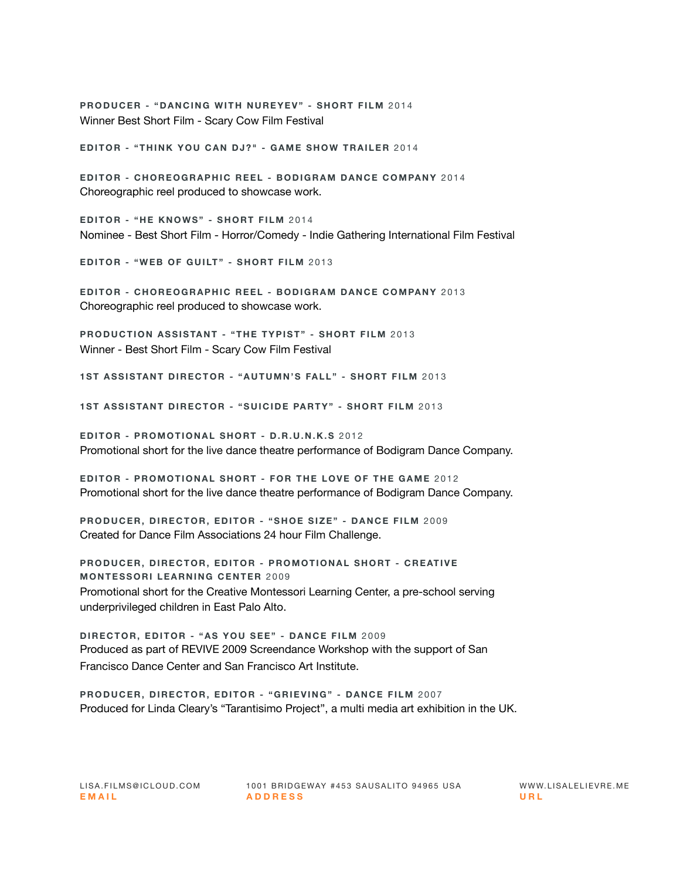**PRODUCER - “DANCING WITH NUREYEV” - SHORT FILM** 2014
Winner Best Short Film - Scary Cow Film Festival

**EDITOR - “THINK YOU CAN DJ?" - GAME SHOW TRAILER** 2014

**EDITOR - CHOREOGRAPHIC REEL - BODIGRAM DANCE COMPANY** 2014
Choreographic reel produced to showcase work.

**EDITOR - “HE KNOWS” - SHORT FILM** 2014
Nominee - Best Short Film - Horror/Comedy - Indie Gathering International Film Festival

**EDITOR - “WEB OF GUILT” - SHORT FILM** 2013

**EDITOR - CHOREOGRAPHIC REEL - BODIGRAM DANCE COMPANY** 2013
Choreographic reel produced to showcase work.

**PRODUCTION ASSISTANT - “THE TYPIST” - SHORT FILM** 2013
Winner - Best Short Film - Scary Cow Film Festival

**1ST ASSISTANT DIRECTOR - “AUTUMN’S FALL” - SHORT FILM** 2013

**1ST ASSISTANT DIRECTOR - “SUICIDE PARTY” - SHORT FILM** 2013

**EDITOR - PROMOTIONAL SHORT - D.R.U.N.K.S** 2012
Promotional short for the live dance theatre performance of Bodigram Dance Company.

**EDITOR - PROMOTIONAL SHORT - FOR THE LOVE OF THE GAME** 2012
Promotional short for the live dance theatre performance of Bodigram Dance Company.

**PRODUCER, DIRECTOR, EDITOR - “SHOE SIZE” - DANCE FILM** 2009
Created for Dance Film Associations 24 hour Film Challenge.

**PRODUCER, DIRECTOR, EDITOR - PROMOTIONAL SHORT - CREATIVE MONTESSORI LEARNING CENTER** 2009
Promotional short for the Creative Montessori Learning Center, a pre-school serving underprivileged children in East Palo Alto.

**DIRECTOR, EDITOR - “AS YOU SEE” - DANCE FILM** 2009
Produced as part of REVIVE 2009 Screendance Workshop with the support of San Francisco Dance Center and San Francisco Art Institute.

**PRODUCER, DIRECTOR, EDITOR - “GRIEVING” - DANCE FILM** 2007
Produced for Linda Cleary’s “Tarantisimo Project”, a multi media art exhibition in the UK.

LISA.FILMS@ICLOUD.COM
**EMAIL**

1001 BRIDGEWAY #453 SAUSALITO 94965 USA
**ADDRESS**

WWW.LISALELIEVRE.ME
**URL**